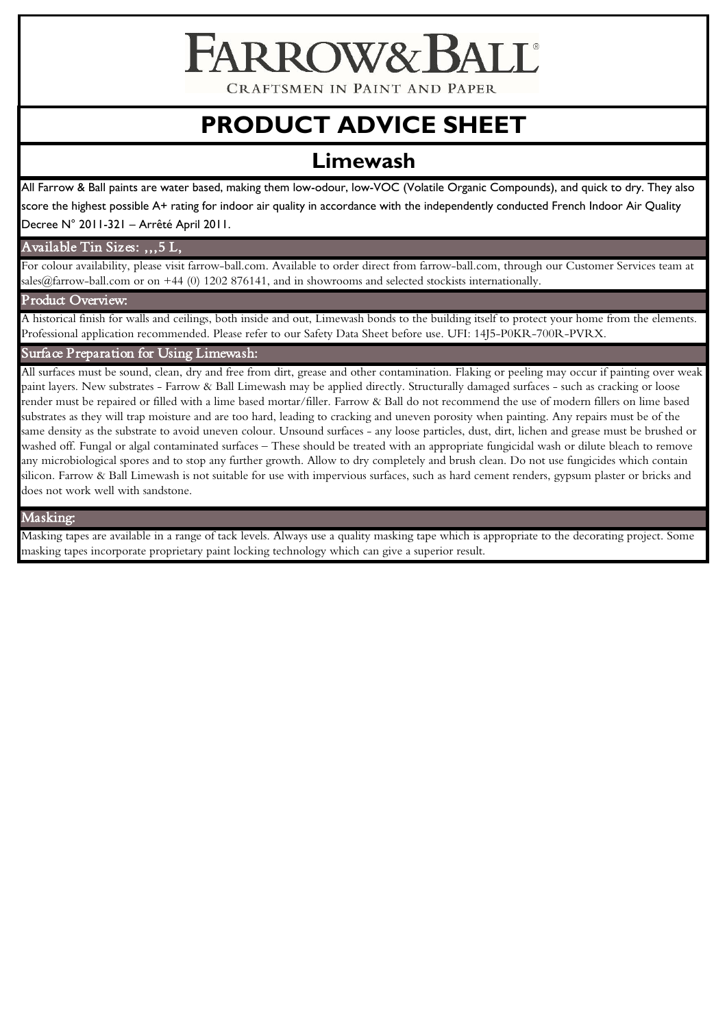# FARROW&BALL

CRAFTSMEN IN PAINT AND PAPER

# PRODUCT ADVICE SHEET

## Limewash

All Farrow & Ball paints are water based, making them low-odour, low-VOC (Volatile Organic Compounds), and quick to dry. They also score the highest possible A+ rating for indoor air quality in accordance with the independently conducted French Indoor Air Quality Decree N° 2011-321 – Arrêté April 2011.

### Available Tin Sizes: ,,,5 L,

For colour availability, please visit farrow-ball.com. Available to order direct from farrow-ball.com, through our Customer Services team at sales@farrow-ball.com or on +44 (0) 1202 876141, and in showrooms and selected stockists internationally.

### Product Overview:

A historical finish for walls and ceilings, both inside and out, Limewash bonds to the building itself to protect your home from the elements. Professional application recommended. Please refer to our Safety Data Sheet before use. UFI: 14J5-P0KR-700R-PVRX.

### Surface Preparation for Using Limewash:

All surfaces must be sound, clean, dry and free from dirt, grease and other contamination. Flaking or peeling may occur if painting over weak paint layers. New substrates - Farrow & Ball Limewash may be applied directly. Structurally damaged surfaces - such as cracking or loose render must be repaired or filled with a lime based mortar/filler. Farrow & Ball do not recommend the use of modern fillers on lime based substrates as they will trap moisture and are too hard, leading to cracking and uneven porosity when painting. Any repairs must be of the same density as the substrate to avoid uneven colour. Unsound surfaces - any loose particles, dust, dirt, lichen and grease must be brushed or washed off. Fungal or algal contaminated surfaces – These should be treated with an appropriate fungicidal wash or dilute bleach to remove any microbiological spores and to stop any further growth. Allow to dry completely and brush clean. Do not use fungicides which contain silicon. Farrow & Ball Limewash is not suitable for use with impervious surfaces, such as hard cement renders, gypsum plaster or bricks and does not work well with sandstone.

### Masking:

Masking tapes are available in a range of tack levels. Always use a quality masking tape which is appropriate to the decorating project. Some masking tapes incorporate proprietary paint locking technology which can give a superior result.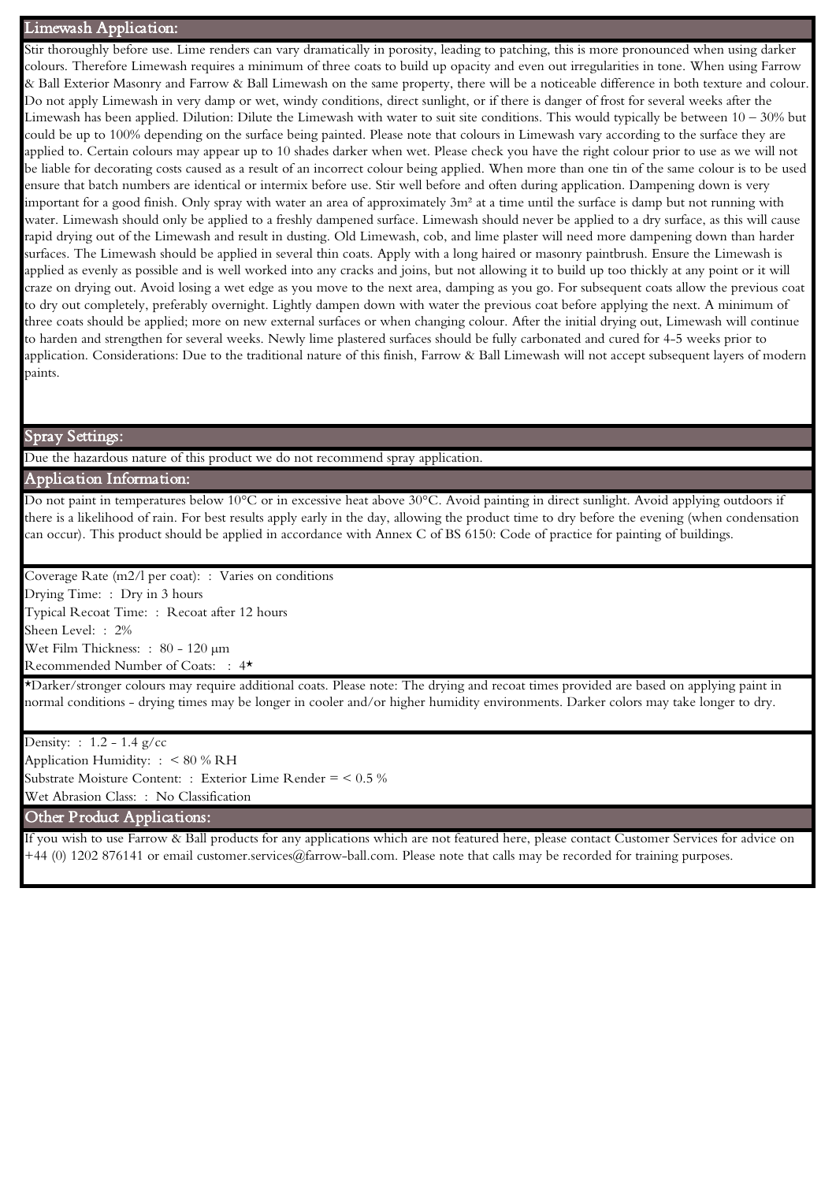## Limewash Application:

Stir thoroughly before use. Lime renders can vary dramatically in porosity, leading to patching, this is more pronounced when using darker colours. Therefore Limewash requires a minimum of three coats to build up opacity and even out irregularities in tone. When using Farrow & Ball Exterior Masonry and Farrow & Ball Limewash on the same property, there will be a noticeable difference in both texture and colour. Do not apply Limewash in very damp or wet, windy conditions, direct sunlight, or if there is danger of frost for several weeks after the Limewash has been applied. Dilution: Dilute the Limewash with water to suit site conditions. This would typically be between 10 – 30% but could be up to 100% depending on the surface being painted. Please note that colours in Limewash vary according to the surface they are applied to. Certain colours may appear up to 10 shades darker when wet. Please check you have the right colour prior to use as we will not be liable for decorating costs caused as a result of an incorrect colour being applied. When more than one tin of the same colour is to be used ensure that batch numbers are identical or intermix before use. Stir well before and often during application. Dampening down is very important for a good finish. Only spray with water an area of approximately 3m² at a time until the surface is damp but not running with water. Limewash should only be applied to a freshly dampened surface. Limewash should never be applied to a dry surface, as this will cause rapid drying out of the Limewash and result in dusting. Old Limewash, cob, and lime plaster will need more dampening down than harder surfaces. The Limewash should be applied in several thin coats. Apply with a long haired or masonry paintbrush. Ensure the Limewash is applied as evenly as possible and is well worked into any cracks and joins, but not allowing it to build up too thickly at any point or it will craze on drying out. Avoid losing a wet edge as you move to the next area, damping as you go. For subsequent coats allow the previous coat to dry out completely, preferably overnight. Lightly dampen down with water the previous coat before applying the next. A minimum of three coats should be applied; more on new external surfaces or when changing colour. After the initial drying out, Limewash will continue to harden and strengthen for several weeks. Newly lime plastered surfaces should be fully carbonated and cured for 4-5 weeks prior to application. Considerations: Due to the traditional nature of this finish, Farrow & Ball Limewash will not accept subsequent layers of modern paints.

## Spray Settings:

Due the hazardous nature of this product we do not recommend spray application.

## Application Information:

Do not paint in temperatures below 10°C or in excessive heat above 30°C. Avoid painting in direct sunlight. Avoid applying outdoors if there is a likelihood of rain. For best results apply early in the day, allowing the product time to dry before the evening (when condensation can occur). This product should be applied in accordance with Annex C of BS 6150: Code of practice for painting of buildings.

Coverage Rate (m2/l per coat): : Varies on conditions
Drying Time: : Dry in 3 hours
Typical Recoat Time: : Recoat after 12 hours
Sheen Level: : 2%
Wet Film Thickness: : 80 - 120 µm
Recommended Number of Coats: : 4*

*Darker/stronger colours may require additional coats. Please note: The drying and recoat times provided are based on applying paint in normal conditions - drying times may be longer in cooler and/or higher humidity environments. Darker colors may take longer to dry.

Density: : 1.2 - 1.4 g/cc
Application Humidity: : < 80 % RH
Substrate Moisture Content: : Exterior Lime Render = < 0.5 %
Wet Abrasion Class: : No Classification

## Other Product Applications:

If you wish to use Farrow & Ball products for any applications which are not featured here, please contact Customer Services for advice on +44 (0) 1202 876141 or email customer.services@farrow-ball.com. Please note that calls may be recorded for training purposes.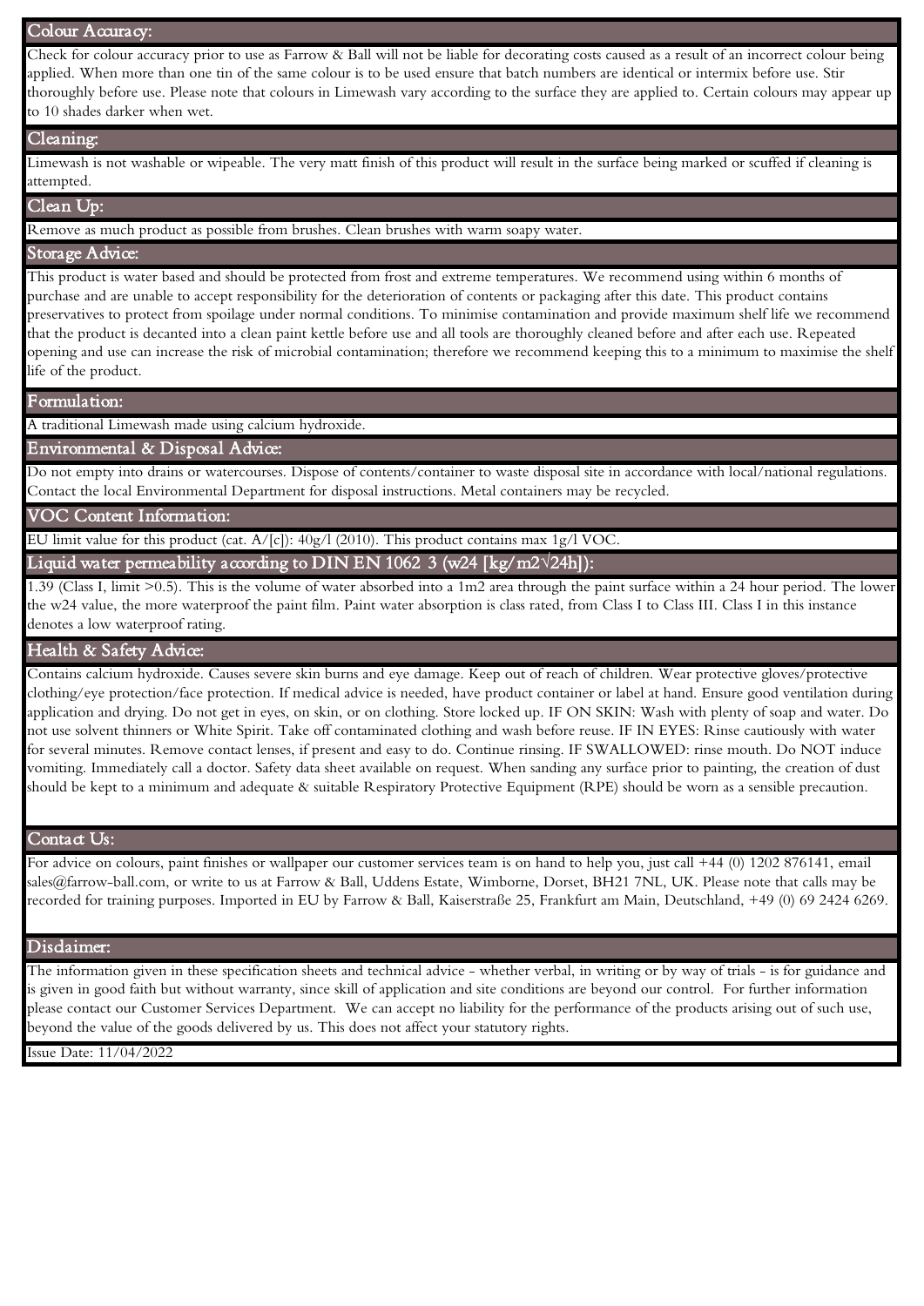## Colour Accuracy:

Check for colour accuracy prior to use as Farrow & Ball will not be liable for decorating costs caused as a result of an incorrect colour being applied. When more than one tin of the same colour is to be used ensure that batch numbers are identical or intermix before use. Stir thoroughly before use. Please note that colours in Limewash vary according to the surface they are applied to. Certain colours may appear up to 10 shades darker when wet.

## Cleaning:

Limewash is not washable or wipeable. The very matt finish of this product will result in the surface being marked or scuffed if cleaning is attempted.

## Clean Up:

Remove as much product as possible from brushes. Clean brushes with warm soapy water.

## Storage Advice:

This product is water based and should be protected from frost and extreme temperatures. We recommend using within 6 months of purchase and are unable to accept responsibility for the deterioration of contents or packaging after this date. This product contains preservatives to protect from spoilage under normal conditions. To minimise contamination and provide maximum shelf life we recommend that the product is decanted into a clean paint kettle before use and all tools are thoroughly cleaned before and after each use. Repeated opening and use can increase the risk of microbial contamination; therefore we recommend keeping this to a minimum to maximise the shelf life of the product.

## Formulation:

A traditional Limewash made using calcium hydroxide.

## Environmental & Disposal Advice:

Do not empty into drains or watercourses. Dispose of contents/container to waste disposal site in accordance with local/national regulations. Contact the local Environmental Department for disposal instructions. Metal containers may be recycled.

## VOC Content Information:

EU limit value for this product (cat. A/[c]): 40g/l (2010). This product contains max 1g/l VOC.

## Liquid water permeability according to DIN EN 1062 3 (w24 [kg/m2√24h]):

1.39 (Class I, limit >0.5). This is the volume of water absorbed into a 1m2 area through the paint surface within a 24 hour period. The lower the w24 value, the more waterproof the paint film. Paint water absorption is class rated, from Class I to Class III. Class I in this instance denotes a low waterproof rating.

## Health & Safety Advice:

Contains calcium hydroxide. Causes severe skin burns and eye damage. Keep out of reach of children. Wear protective gloves/protective clothing/eye protection/face protection. If medical advice is needed, have product container or label at hand. Ensure good ventilation during application and drying. Do not get in eyes, on skin, or on clothing. Store locked up. IF ON SKIN: Wash with plenty of soap and water. Do not use solvent thinners or White Spirit. Take off contaminated clothing and wash before reuse. IF IN EYES: Rinse cautiously with water for several minutes. Remove contact lenses, if present and easy to do. Continue rinsing. IF SWALLOWED: rinse mouth. Do NOT induce vomiting. Immediately call a doctor. Safety data sheet available on request. When sanding any surface prior to painting, the creation of dust should be kept to a minimum and adequate & suitable Respiratory Protective Equipment (RPE) should be worn as a sensible precaution.

## Contact Us:

For advice on colours, paint finishes or wallpaper our customer services team is on hand to help you, just call +44 (0) 1202 876141, email sales@farrow-ball.com, or write to us at Farrow & Ball, Uddens Estate, Wimborne, Dorset, BH21 7NL, UK. Please note that calls may be recorded for training purposes. Imported in EU by Farrow & Ball, Kaiserstraße 25, Frankfurt am Main, Deutschland, +49 (0) 69 2424 6269.

## Disclaimer:

The information given in these specification sheets and technical advice - whether verbal, in writing or by way of trials - is for guidance and is given in good faith but without warranty, since skill of application and site conditions are beyond our control. For further information please contact our Customer Services Department. We can accept no liability for the performance of the products arising out of such use, beyond the value of the goods delivered by us. This does not affect your statutory rights.

Issue Date: 11/04/2022